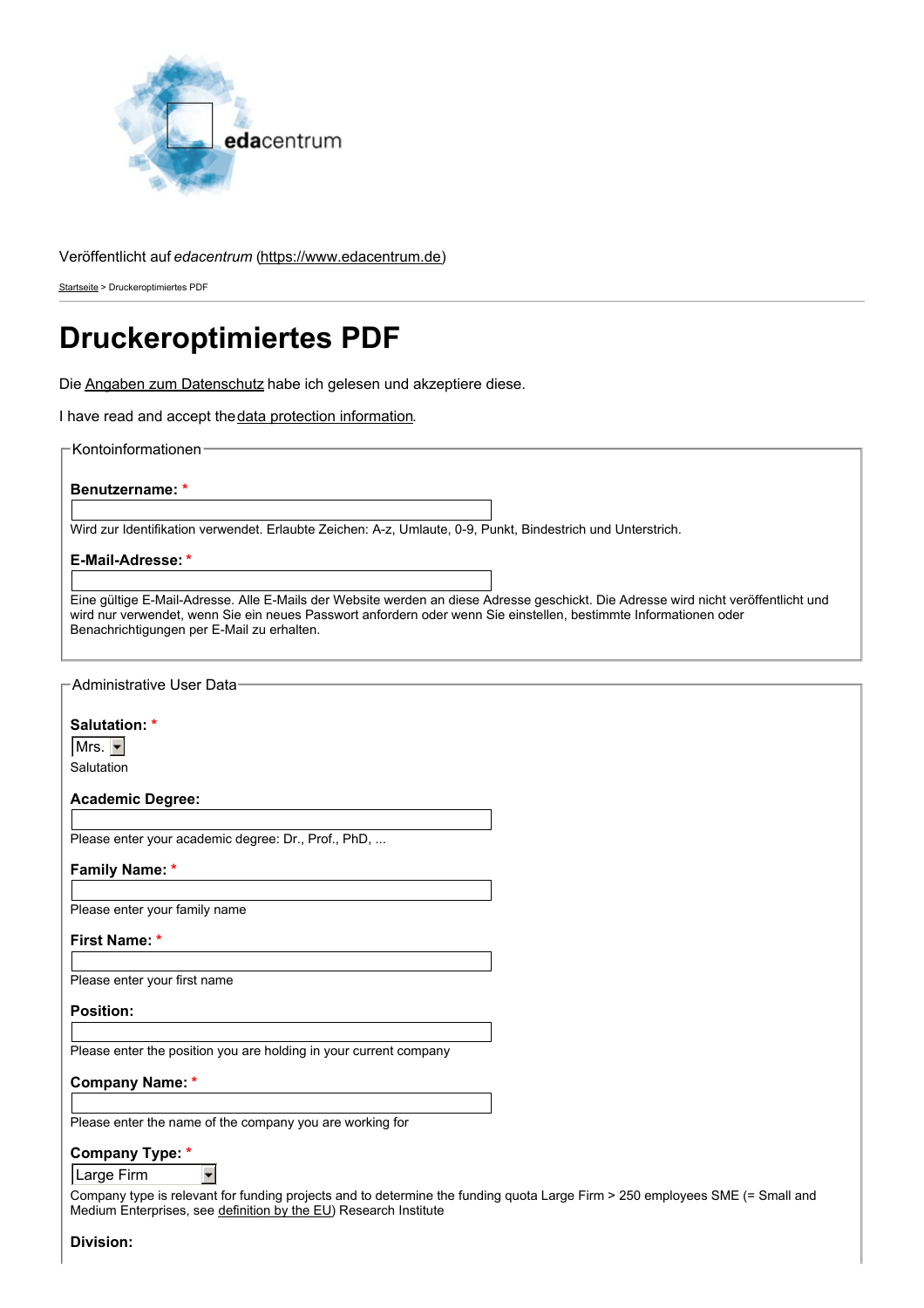edacentrum

Veröffentlicht auf *edacentrum* (https://www.edacentrum.de)

Startseite > Druckeroptimiertes PDF

# Druckeroptimiertes PDF

Die Angaben zum Datenschutz habe ich gelesen und akzeptiere diese.

I have read and accept the data protection information.

## Kontoinformationen

**Benutzername: ***

Wird zur Identifikation verwendet. Erlaubte Zeichen: A-z, Umlaute, 0-9, Punkt, Bindestrich und Unterstrich.

**E-Mail-Adresse: ***

Eine gültige E-Mail-Adresse. Alle E-Mails der Website werden an diese Adresse geschickt. Die Adresse wird nicht veröffentlicht und wird nur verwendet, wenn Sie ein neues Passwort anfordern oder wenn Sie einstellen, bestimmte Informationen oder Benachrichtigungen per E-Mail zu erhalten.

## Administrative User Data

**Salutation: ***

Mrs.

Salutation

**Academic Degree:**

Please enter your academic degree: Dr., Prof., PhD, ...

**Family Name: ***

Please enter your family name

**First Name: ***

Please enter your first name

**Position:**

Please enter the position you are holding in your current company

**Company Name: ***

Please enter the name of the company you are working for

**Company Type: ***

Large Firm

Company type is relevant for funding projects and to determine the funding quota Large Firm > 250 employees SME (= Small and Medium Enterprises, see definition by the EU) Research Institute

**Division:**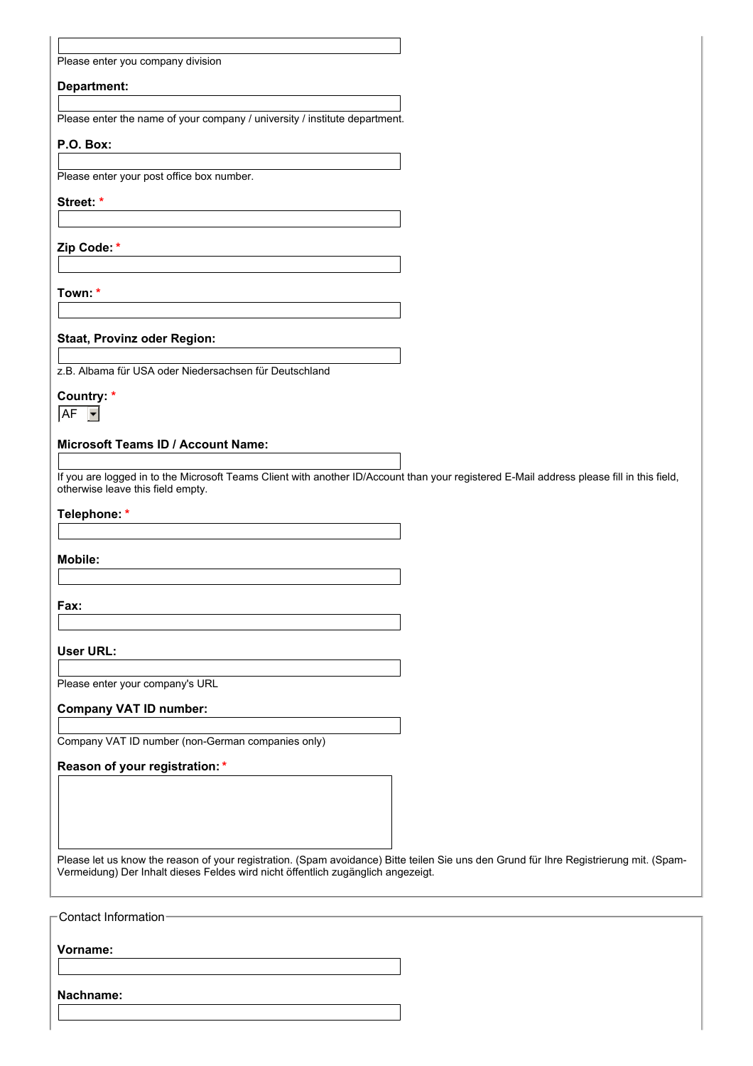Please enter you company division

**Department:**

Please enter the name of your company / university / institute department.

**P.O. Box:**

Please enter your post office box number.

**Street:** *

**Zip Code:** *

**Town:** *

**Staat, Provinz oder Region:**

z.B. Albama für USA oder Niedersachsen für Deutschland

**Country:** *

AF

**Microsoft Teams ID / Account Name:**

If you are logged in to the Microsoft Teams Client with another ID/Account than your registered E-Mail address please fill in this field, otherwise leave this field empty.

**Telephone:** *

**Mobile:**

**Fax:**

**User URL:**

Please enter your company's URL

**Company VAT ID number:**

Company VAT ID number (non-German companies only)

**Reason of your registration:** *

Please let us know the reason of your registration. (Spam avoidance) Bitte teilen Sie uns den Grund für Ihre Registrierung mit. (Spam-Vermeidung) Der Inhalt dieses Feldes wird nicht öffentlich zugänglich angezeigt.

Contact Information

**Vorname:**

**Nachname:**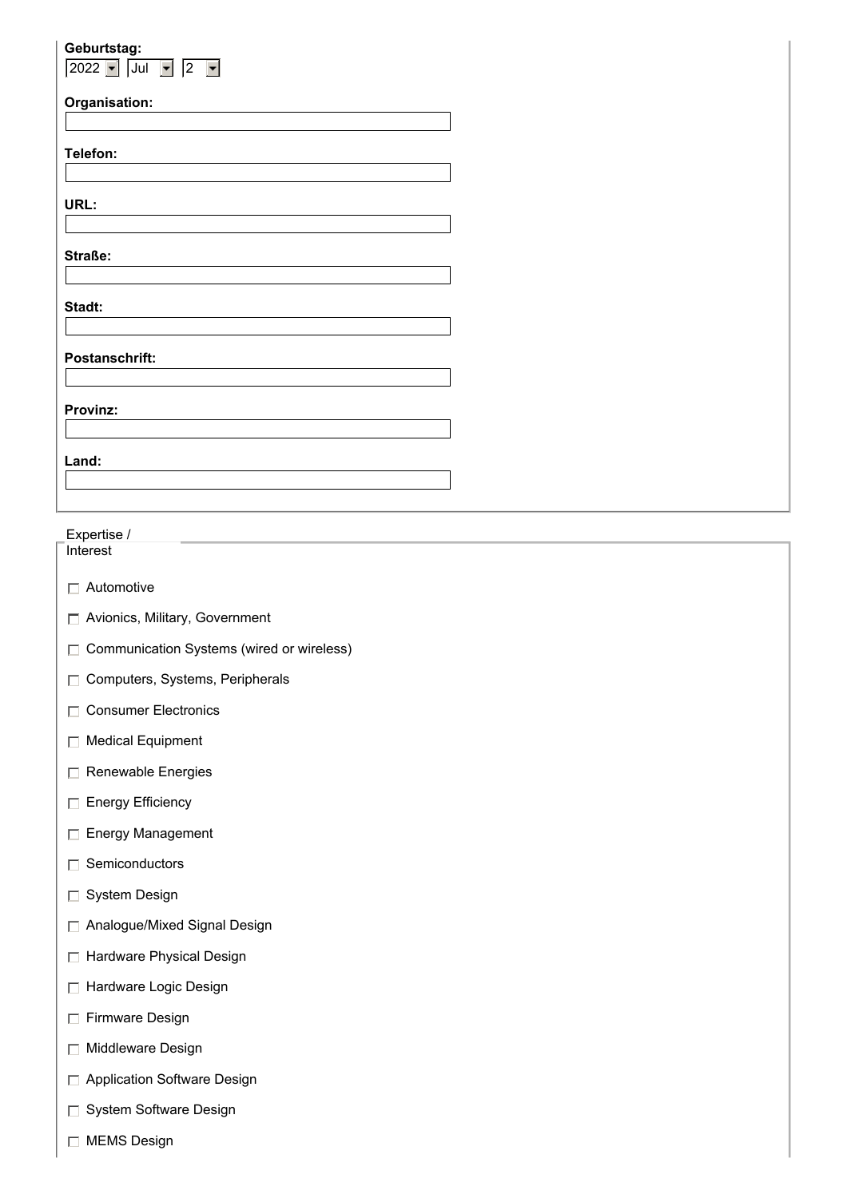**Geburtstag:**
2022 Jul 2

**Organisation:**

**Telefon:**

**URL:**

**Straße:**

**Stadt:**

**Postanschrift:**

**Provinz:**

**Land:**

Expertise / Interest

- ☐ Automotive
- ☐ Avionics, Military, Government
- ☐ Communication Systems (wired or wireless)
- ☐ Computers, Systems, Peripherals
- ☐ Consumer Electronics
- ☐ Medical Equipment
- ☐ Renewable Energies
- ☐ Energy Efficiency
- ☐ Energy Management
- ☐ Semiconductors
- ☐ System Design
- ☐ Analogue/Mixed Signal Design
- ☐ Hardware Physical Design
- ☐ Hardware Logic Design
- ☐ Firmware Design
- ☐ Middleware Design
- ☐ Application Software Design
- ☐ System Software Design
- ☐ MEMS Design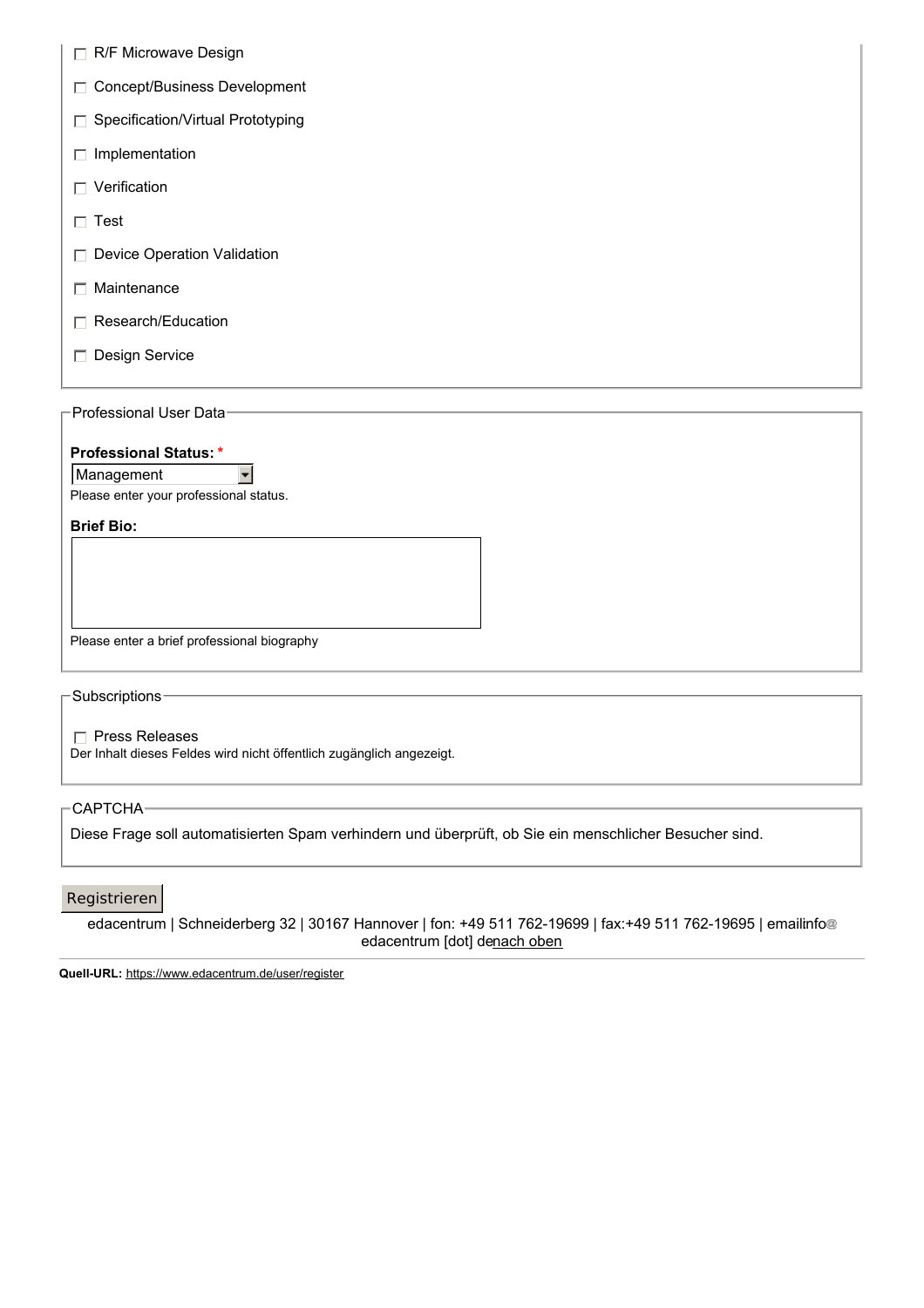- ☐ R/F Microwave Design
- ☐ Concept/Business Development
- ☐ Specification/Virtual Prototyping
- ☐ Implementation
- ☐ Verification
- ☐ Test
- ☐ Device Operation Validation
- ☐ Maintenance
- ☐ Research/Education
- ☐ Design Service

## Professional User Data

**Professional Status:** *

Management

Please enter your professional status.

**Brief Bio:**

Please enter a brief professional biography

## Subscriptions

☐ Press Releases

Der Inhalt dieses Feldes wird nicht öffentlich zugänglich angezeigt.

## CAPTCHA

Diese Frage soll automatisierten Spam verhindern und überprüft, ob Sie ein menschlicher Besucher sind.

Registrieren

edacentrum | Schneiderberg 32 | 30167 Hannover | fon: +49 511 762-19699 | fax:+49 511 762-19695 | emailinfo@ edacentrum [dot] denach oben

**Quell-URL:** https://www.edacentrum.de/user/register